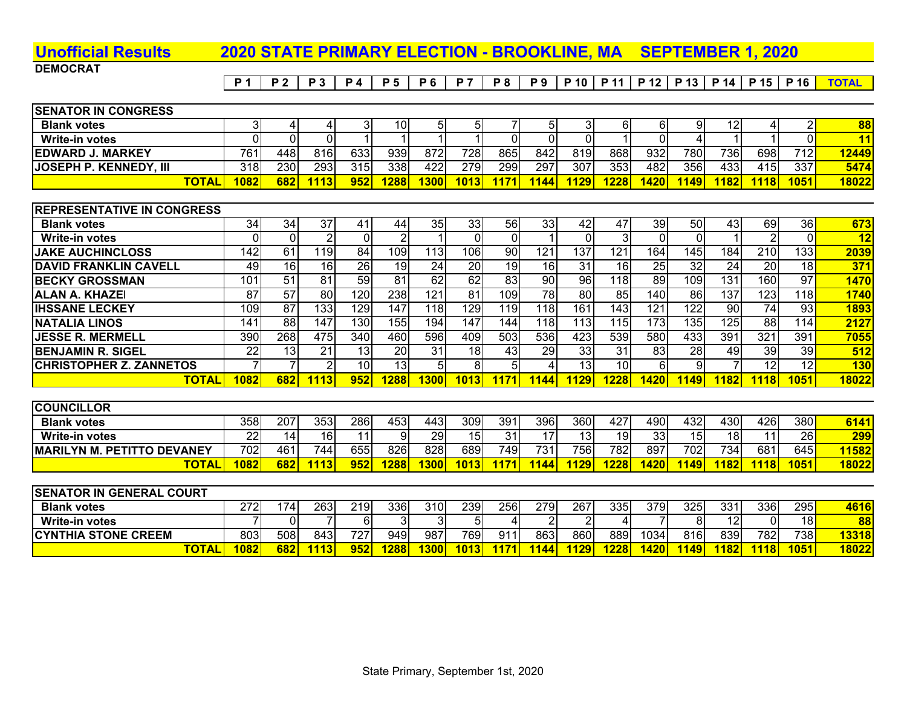# Unofficial Results 2020 STATE PRIMARY ELECTION - BROOKLINE, MA SEPTEMBER 1, 2020

**DEMOCRAT**

| | P 1 | P 2 | P 3 | P 4 | P 5 | P 6 | P 7 | P 8 | P 9 | P 10 | P 11 | P 12 | P 13 | P 14 | P 15 | P 16 | TOTAL |
|---|---|---|---|---|---|---|---|---|---|---|---|---|---|---|---|---|---|
| **SENATOR IN CONGRESS** | | | | | | | | | | | | | | | | | |
| Blank votes | 3 | 4 | 4 | 3 | 10 | 5 | 5 | 7 | 5 | 3 | 6 | 6 | 9 | 12 | 4 | 2 | 88 |
| Write-in votes | 0 | 0 | 0 | 1 | 1 | 1 | 1 | 0 | 0 | 0 | 1 | 0 | 4 | 1 | 1 | 0 | 11 |
| EDWARD J. MARKEY | 761 | 448 | 816 | 633 | 939 | 872 | 728 | 865 | 842 | 819 | 868 | 932 | 780 | 736 | 698 | 712 | 12449 |
| JOSEPH P. KENNEDY, III | 318 | 230 | 293 | 315 | 338 | 422 | 279 | 299 | 297 | 307 | 353 | 482 | 356 | 433 | 415 | 337 | 5474 |
| **TOTAL** | 1082 | 682 | 1113 | 952 | 1288 | 1300 | 1013 | 1171 | 1144 | 1129 | 1228 | 1420 | 1149 | 1182 | 1118 | 1051 | 18022 |
| **REPRESENTATIVE IN CONGRESS** | | | | | | | | | | | | | | | | | |
| Blank votes | 34 | 34 | 37 | 41 | 44 | 35 | 33 | 56 | 33 | 42 | 47 | 39 | 50 | 43 | 69 | 36 | 673 |
| Write-in votes | 0 | 0 | 2 | 0 | 2 | 1 | 0 | 0 | 1 | 0 | 3 | 0 | 0 | 1 | 2 | 0 | 12 |
| JAKE AUCHINCLOSS | 142 | 61 | 119 | 84 | 109 | 113 | 106 | 90 | 121 | 137 | 121 | 164 | 145 | 184 | 210 | 133 | 2039 |
| DAVID FRANKLIN CAVELL | 49 | 16 | 16 | 26 | 19 | 24 | 20 | 19 | 16 | 31 | 16 | 25 | 32 | 24 | 20 | 18 | 371 |
| BECKY GROSSMAN | 101 | 51 | 81 | 59 | 81 | 62 | 62 | 83 | 90 | 96 | 118 | 89 | 109 | 131 | 160 | 97 | 1470 |
| ALAN A. KHAZEI | 87 | 57 | 80 | 120 | 238 | 121 | 81 | 109 | 78 | 80 | 85 | 140 | 86 | 137 | 123 | 118 | 1740 |
| IHSSANE LECKEY | 109 | 87 | 133 | 129 | 147 | 118 | 129 | 119 | 118 | 161 | 143 | 121 | 122 | 90 | 74 | 93 | 1893 |
| NATALIA LINOS | 141 | 88 | 147 | 130 | 155 | 194 | 147 | 144 | 118 | 113 | 115 | 173 | 135 | 125 | 88 | 114 | 2127 |
| JESSE R. MERMELL | 390 | 268 | 475 | 340 | 460 | 596 | 409 | 503 | 536 | 423 | 539 | 580 | 433 | 391 | 321 | 391 | 7055 |
| BENJAMIN R. SIGEL | 22 | 13 | 21 | 13 | 20 | 31 | 18 | 43 | 29 | 33 | 31 | 83 | 28 | 49 | 39 | 39 | 512 |
| CHRISTOPHER Z. ZANNETOS | 7 | 7 | 2 | 10 | 13 | 5 | 8 | 5 | 4 | 13 | 10 | 6 | 9 | 7 | 12 | 12 | 130 |
| **TOTAL** | 1082 | 682 | 1113 | 952 | 1288 | 1300 | 1013 | 1171 | 1144 | 1129 | 1228 | 1420 | 1149 | 1182 | 1118 | 1051 | 18022 |
| **COUNCILLOR** | | | | | | | | | | | | | | | | | |
| Blank votes | 358 | 207 | 353 | 286 | 453 | 443 | 309 | 391 | 396 | 360 | 427 | 490 | 432 | 430 | 426 | 380 | 6141 |
| Write-in votes | 22 | 14 | 16 | 11 | 9 | 29 | 15 | 31 | 17 | 13 | 19 | 33 | 15 | 18 | 11 | 26 | 299 |
| MARILYN M. PETITTO DEVANEY | 702 | 461 | 744 | 655 | 826 | 828 | 689 | 749 | 731 | 756 | 782 | 897 | 702 | 734 | 681 | 645 | 11582 |
| **TOTAL** | 1082 | 682 | 1113 | 952 | 1288 | 1300 | 1013 | 1171 | 1144 | 1129 | 1228 | 1420 | 1149 | 1182 | 1118 | 1051 | 18022 |
| **SENATOR IN GENERAL COURT** | | | | | | | | | | | | | | | | | |
| Blank votes | 272 | 174 | 263 | 219 | 336 | 310 | 239 | 256 | 279 | 267 | 335 | 379 | 325 | 331 | 336 | 295 | 4616 |
| Write-in votes | 7 | 0 | 7 | 6 | 3 | 3 | 5 | 4 | 2 | 2 | 4 | 7 | 8 | 12 | 0 | 18 | 88 |
| CYNTHIA STONE CREEM | 803 | 508 | 843 | 727 | 949 | 987 | 769 | 911 | 863 | 860 | 889 | 1034 | 816 | 839 | 782 | 738 | 13318 |
| **TOTAL** | 1082 | 682 | 1113 | 952 | 1288 | 1300 | 1013 | 1171 | 1144 | 1129 | 1228 | 1420 | 1149 | 1182 | 1118 | 1051 | 18022 |

State Primary, September 1st, 2020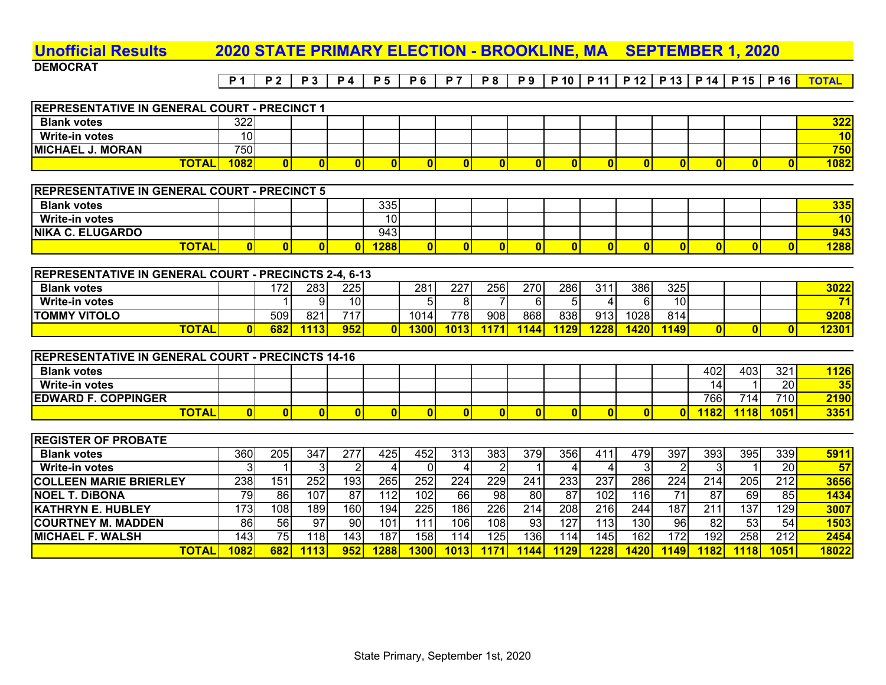# Unofficial Results 2020 STATE PRIMARY ELECTION - BROOKLINE, MA SEPTEMBER 1, 2020

**DEMOCRAT**

| | P 1 | P 2 | P 3 | P 4 | P 5 | P 6 | P 7 | P 8 | P 9 | P 10 | P 11 | P 12 | P 13 | P 14 | P 15 | P 16 | TOTAL |
|---|---|---|---|---|---|---|---|---|---|---|---|---|---|---|---|---|---|
| **REPRESENTATIVE IN GENERAL COURT - PRECINCT 1** | | | | | | | | | | | | | | | | | |
| Blank votes | 322 | | | | | | | | | | | | | | | | 322 |
| Write-in votes | 10 | | | | | | | | | | | | | | | | 10 |
| MICHAEL J. MORAN | 750 | | | | | | | | | | | | | | | | 750 |
| **TOTAL** | 1082 | 0 | 0 | 0 | 0 | 0 | 0 | 0 | 0 | 0 | 0 | 0 | 0 | 0 | 0 | 0 | 1082 |
| **REPRESENTATIVE IN GENERAL COURT - PRECINCT 5** | | | | | | | | | | | | | | | | | |
| Blank votes | | | | | 335 | | | | | | | | | | | | 335 |
| Write-in votes | | | | | 10 | | | | | | | | | | | | 10 |
| NIKA C. ELUGARDO | | | | | 943 | | | | | | | | | | | | 943 |
| **TOTAL** | 0 | 0 | 0 | 0 | 1288 | 0 | 0 | 0 | 0 | 0 | 0 | 0 | 0 | 0 | 0 | 0 | 1288 |
| **REPRESENTATIVE IN GENERAL COURT - PRECINCTS 2-4, 6-13** | | | | | | | | | | | | | | | | | |
| Blank votes | | 172 | 283 | 225 | | 281 | 227 | 256 | 270 | 286 | 311 | 386 | 325 | | | | 3022 |
| Write-in votes | | 1 | 9 | 10 | | 5 | 8 | 7 | 6 | 5 | 4 | 6 | 10 | | | | 71 |
| TOMMY VITOLO | | 509 | 821 | 717 | | 1014 | 778 | 908 | 868 | 838 | 913 | 1028 | 814 | | | | 9208 |
| **TOTAL** | 0 | 682 | 1113 | 952 | 0 | 1300 | 1013 | 1171 | 1144 | 1129 | 1228 | 1420 | 1149 | 0 | 0 | 0 | 12301 |
| **REPRESENTATIVE IN GENERAL COURT - PRECINCTS 14-16** | | | | | | | | | | | | | | | | | |
| Blank votes | | | | | | | | | | | | | | 402 | 403 | 321 | 1126 |
| Write-in votes | | | | | | | | | | | | | | 14 | 1 | 20 | 35 |
| EDWARD F. COPPINGER | | | | | | | | | | | | | | 766 | 714 | 710 | 2190 |
| **TOTAL** | 0 | 0 | 0 | 0 | 0 | 0 | 0 | 0 | 0 | 0 | 0 | 0 | 0 | 1182 | 1118 | 1051 | 3351 |
| **REGISTER OF PROBATE** | | | | | | | | | | | | | | | | | |
| Blank votes | 360 | 205 | 347 | 277 | 425 | 452 | 313 | 383 | 379 | 356 | 411 | 479 | 397 | 393 | 395 | 339 | 5911 |
| Write-in votes | 3 | 1 | 3 | 2 | 4 | 0 | 4 | 2 | 1 | 4 | 4 | 3 | 2 | 3 | 1 | 20 | 57 |
| COLLEEN MARIE BRIERLEY | 238 | 151 | 252 | 193 | 265 | 252 | 224 | 229 | 241 | 233 | 237 | 286 | 224 | 214 | 205 | 212 | 3656 |
| NOEL T. DiBONA | 79 | 86 | 107 | 87 | 112 | 102 | 66 | 98 | 80 | 87 | 102 | 116 | 71 | 87 | 69 | 85 | 1434 |
| KATHRYN E. HUBLEY | 173 | 108 | 189 | 160 | 194 | 225 | 186 | 226 | 214 | 208 | 216 | 244 | 187 | 211 | 137 | 129 | 3007 |
| COURTNEY M. MADDEN | 86 | 56 | 97 | 90 | 101 | 111 | 106 | 108 | 93 | 127 | 113 | 130 | 96 | 82 | 53 | 54 | 1503 |
| MICHAEL F. WALSH | 143 | 75 | 118 | 143 | 187 | 158 | 114 | 125 | 136 | 114 | 145 | 162 | 172 | 192 | 258 | 212 | 2454 |
| **TOTAL** | 1082 | 682 | 1113 | 952 | 1288 | 1300 | 1013 | 1171 | 1144 | 1129 | 1228 | 1420 | 1149 | 1182 | 1118 | 1051 | 18022 |

State Primary, September 1st, 2020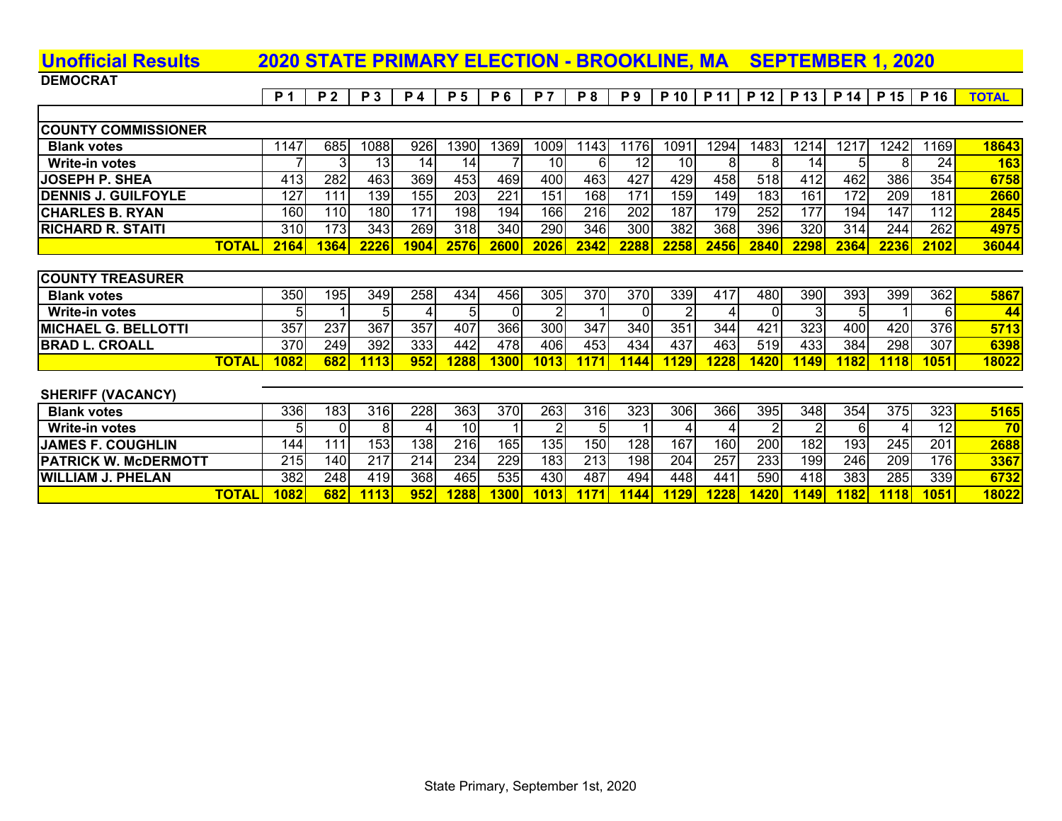## Unofficial Results 2020 STATE PRIMARY ELECTION - BROOKLINE, MA SEPTEMBER 1, 2020

**DEMOCRAT**

| | P 1 | P 2 | P 3 | P 4 | P 5 | P 6 | P 7 | P 8 | P 9 | P 10 | P 11 | P 12 | P 13 | P 14 | P 15 | P 16 | TOTAL |
|---|---|---|---|---|---|---|---|---|---|---|---|---|---|---|---|---|---|
| **COUNTY COMMISSIONER** | | | | | | | | | | | | | | | | | |
| Blank votes | 1147 | 685 | 1088 | 926 | 1390 | 1369 | 1009 | 1143 | 1176 | 1091 | 1294 | 1483 | 1214 | 1217 | 1242 | 1169 | 18643 |
| Write-in votes | 7 | 3 | 13 | 14 | 14 | 7 | 10 | 6 | 12 | 10 | 8 | 8 | 14 | 5 | 8 | 24 | 163 |
| JOSEPH P. SHEA | 413 | 282 | 463 | 369 | 453 | 469 | 400 | 463 | 427 | 429 | 458 | 518 | 412 | 462 | 386 | 354 | 6758 |
| DENNIS J. GUILFOYLE | 127 | 111 | 139 | 155 | 203 | 221 | 151 | 168 | 171 | 159 | 149 | 183 | 161 | 172 | 209 | 181 | 2660 |
| CHARLES B. RYAN | 160 | 110 | 180 | 171 | 198 | 194 | 166 | 216 | 202 | 187 | 179 | 252 | 177 | 194 | 147 | 112 | 2845 |
| RICHARD R. STAITI | 310 | 173 | 343 | 269 | 318 | 340 | 290 | 346 | 300 | 382 | 368 | 396 | 320 | 314 | 244 | 262 | 4975 |
| **TOTAL** | **2164** | **1364** | **2226** | **1904** | **2576** | **2600** | **2026** | **2342** | **2288** | **2258** | **2456** | **2840** | **2298** | **2364** | **2236** | **2102** | **36044** |
| **COUNTY TREASURER** | | | | | | | | | | | | | | | | | |
| Blank votes | 350 | 195 | 349 | 258 | 434 | 456 | 305 | 370 | 370 | 339 | 417 | 480 | 390 | 393 | 399 | 362 | 5867 |
| Write-in votes | 5 | 1 | 5 | 4 | 5 | 0 | 2 | 1 | 0 | 2 | 4 | 0 | 3 | 5 | 1 | 6 | 44 |
| MICHAEL G. BELLOTTI | 357 | 237 | 367 | 357 | 407 | 366 | 300 | 347 | 340 | 351 | 344 | 421 | 323 | 400 | 420 | 376 | 5713 |
| BRAD L. CROALL | 370 | 249 | 392 | 333 | 442 | 478 | 406 | 453 | 434 | 437 | 463 | 519 | 433 | 384 | 298 | 307 | 6398 |
| **TOTAL** | **1082** | **682** | **1113** | **952** | **1288** | **1300** | **1013** | **1171** | **1144** | **1129** | **1228** | **1420** | **1149** | **1182** | **1118** | **1051** | **18022** |
| **SHERIFF (VACANCY)** | | | | | | | | | | | | | | | | | |
| Blank votes | 336 | 183 | 316 | 228 | 363 | 370 | 263 | 316 | 323 | 306 | 366 | 395 | 348 | 354 | 375 | 323 | 5165 |
| Write-in votes | 5 | 0 | 8 | 4 | 10 | 1 | 2 | 5 | 1 | 4 | 4 | 2 | 2 | 6 | 4 | 12 | 70 |
| JAMES F. COUGHLIN | 144 | 111 | 153 | 138 | 216 | 165 | 135 | 150 | 128 | 167 | 160 | 200 | 182 | 193 | 245 | 201 | 2688 |
| PATRICK W. McDERMOTT | 215 | 140 | 217 | 214 | 234 | 229 | 183 | 213 | 198 | 204 | 257 | 233 | 199 | 246 | 209 | 176 | 3367 |
| WILLIAM J. PHELAN | 382 | 248 | 419 | 368 | 465 | 535 | 430 | 487 | 494 | 448 | 441 | 590 | 418 | 383 | 285 | 339 | 6732 |
| **TOTAL** | **1082** | **682** | **1113** | **952** | **1288** | **1300** | **1013** | **1171** | **1144** | **1129** | **1228** | **1420** | **1149** | **1182** | **1118** | **1051** | **18022** |

State Primary, September 1st, 2020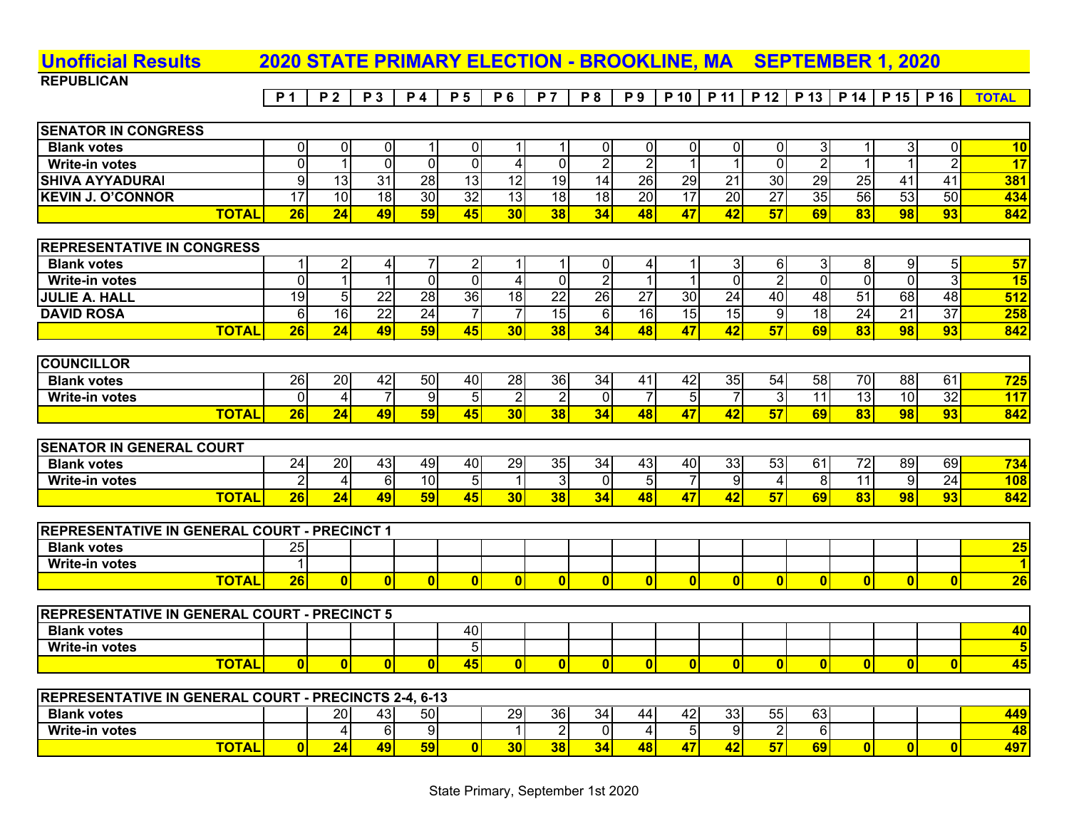# Unofficial Results 2020 STATE PRIMARY ELECTION - BROOKLINE, MA SEPTEMBER 1, 2020

**REPUBLICAN**

| | P 1 | P 2 | P 3 | P 4 | P 5 | P 6 | P 7 | P 8 | P 9 | P 10 | P 11 | P 12 | P 13 | P 14 | P 15 | P 16 | TOTAL |
|---|---|---|---|---|---|---|---|---|---|---|---|---|---|---|---|---|---|
| **SENATOR IN CONGRESS** | | | | | | | | | | | | | | | | | |
| Blank votes | 0 | 0 | 0 | 1 | 0 | 1 | 1 | 0 | 0 | 0 | 0 | 0 | 3 | 1 | 3 | 0 | 10 |
| Write-in votes | 0 | 1 | 0 | 0 | 0 | 4 | 0 | 2 | 2 | 1 | 1 | 0 | 2 | 1 | 1 | 2 | 17 |
| SHIVA AYYADURAI | 9 | 13 | 31 | 28 | 13 | 12 | 19 | 14 | 26 | 29 | 21 | 30 | 29 | 25 | 41 | 41 | 381 |
| KEVIN J. O'CONNOR | 17 | 10 | 18 | 30 | 32 | 13 | 18 | 18 | 20 | 17 | 20 | 27 | 35 | 56 | 53 | 50 | 434 |
| **TOTAL** | 26 | 24 | 49 | 59 | 45 | 30 | 38 | 34 | 48 | 47 | 42 | 57 | 69 | 83 | 98 | 93 | 842 |
| **REPRESENTATIVE IN CONGRESS** | | | | | | | | | | | | | | | | | |
| Blank votes | 1 | 2 | 4 | 7 | 2 | 1 | 1 | 0 | 4 | 1 | 3 | 6 | 3 | 8 | 9 | 5 | 57 |
| Write-in votes | 0 | 1 | 1 | 0 | 0 | 4 | 0 | 2 | 1 | 1 | 0 | 2 | 0 | 0 | 0 | 3 | 15 |
| JULIE A. HALL | 19 | 5 | 22 | 28 | 36 | 18 | 22 | 26 | 27 | 30 | 24 | 40 | 48 | 51 | 68 | 48 | 512 |
| DAVID ROSA | 6 | 16 | 22 | 24 | 7 | 7 | 15 | 6 | 16 | 15 | 15 | 9 | 18 | 24 | 21 | 37 | 258 |
| **TOTAL** | 26 | 24 | 49 | 59 | 45 | 30 | 38 | 34 | 48 | 47 | 42 | 57 | 69 | 83 | 98 | 93 | 842 |
| **COUNCILLOR** | | | | | | | | | | | | | | | | | |
| Blank votes | 26 | 20 | 42 | 50 | 40 | 28 | 36 | 34 | 41 | 42 | 35 | 54 | 58 | 70 | 88 | 61 | 725 |
| Write-in votes | 0 | 4 | 7 | 9 | 5 | 2 | 2 | 0 | 7 | 5 | 7 | 3 | 11 | 13 | 10 | 32 | 117 |
| **TOTAL** | 26 | 24 | 49 | 59 | 45 | 30 | 38 | 34 | 48 | 47 | 42 | 57 | 69 | 83 | 98 | 93 | 842 |
| **SENATOR IN GENERAL COURT** | | | | | | | | | | | | | | | | | |
| Blank votes | 24 | 20 | 43 | 49 | 40 | 29 | 35 | 34 | 43 | 40 | 33 | 53 | 61 | 72 | 89 | 69 | 734 |
| Write-in votes | 2 | 4 | 6 | 10 | 5 | 1 | 3 | 0 | 5 | 7 | 9 | 4 | 8 | 11 | 9 | 24 | 108 |
| **TOTAL** | 26 | 24 | 49 | 59 | 45 | 30 | 38 | 34 | 48 | 47 | 42 | 57 | 69 | 83 | 98 | 93 | 842 |
| **REPRESENTATIVE IN GENERAL COURT - PRECINCT 1** | | | | | | | | | | | | | | | | | |
| Blank votes | 25 | | | | | | | | | | | | | | | | 25 |
| Write-in votes | 1 | | | | | | | | | | | | | | | | 1 |
| **TOTAL** | 26 | 0 | 0 | 0 | 0 | 0 | 0 | 0 | 0 | 0 | 0 | 0 | 0 | 0 | 0 | 0 | 26 |
| **REPRESENTATIVE IN GENERAL COURT - PRECINCT 5** | | | | | | | | | | | | | | | | | |
| Blank votes | | | | | 40 | | | | | | | | | | | | 40 |
| Write-in votes | | | | | 5 | | | | | | | | | | | | 5 |
| **TOTAL** | 0 | 0 | 0 | 0 | 45 | 0 | 0 | 0 | 0 | 0 | 0 | 0 | 0 | 0 | 0 | 0 | 45 |
| **REPRESENTATIVE IN GENERAL COURT - PRECINCTS 2-4, 6-13** | | | | | | | | | | | | | | | | | |
| Blank votes | | 20 | 43 | 50 | | 29 | 36 | 34 | 44 | 42 | 33 | 55 | 63 | | | | 449 |
| Write-in votes | | 4 | 6 | 9 | | 1 | 2 | 0 | 4 | 5 | 9 | 2 | 6 | | | | 48 |
| **TOTAL** | 0 | 24 | 49 | 59 | 0 | 30 | 38 | 34 | 48 | 47 | 42 | 57 | 69 | 0 | 0 | 0 | 497 |

State Primary, September 1st 2020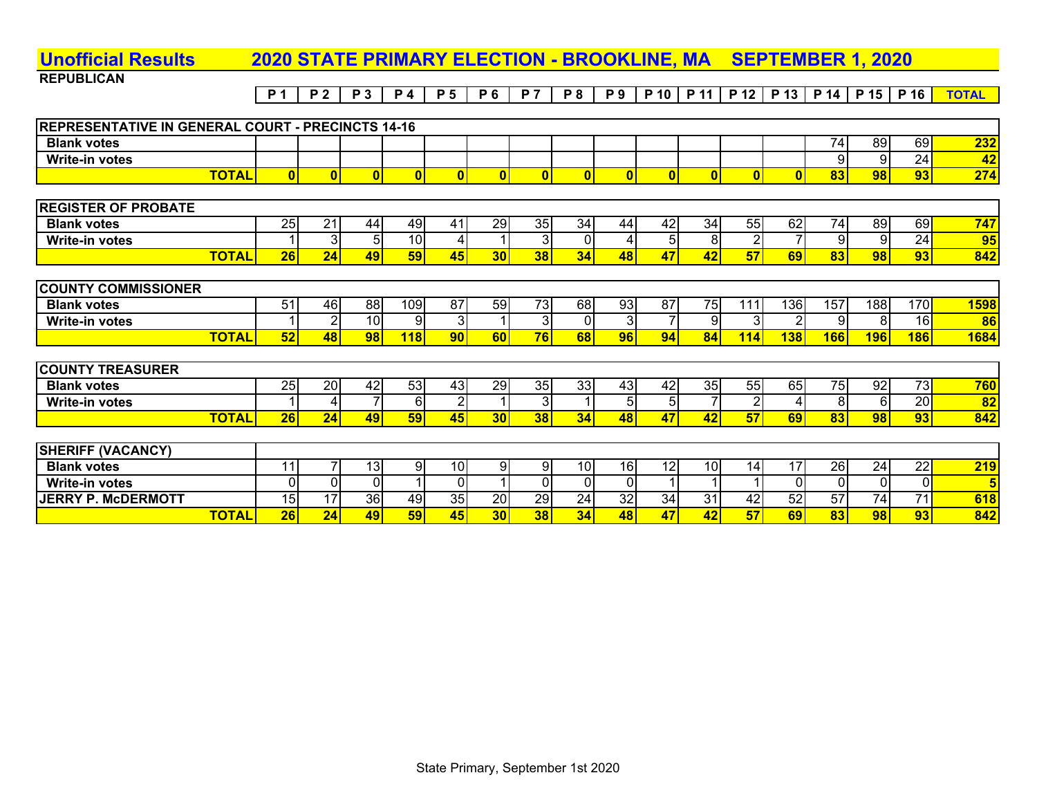# Unofficial Results 2020 STATE PRIMARY ELECTION - BROOKLINE, MA SEPTEMBER 1, 2020

**REPUBLICAN**

| | P 1 | P 2 | P 3 | P 4 | P 5 | P 6 | P 7 | P 8 | P 9 | P 10 | P 11 | P 12 | P 13 | P 14 | P 15 | P 16 | TOTAL |
|---|---|---|---|---|---|---|---|---|---|---|---|---|---|---|---|---|---|
| **REPRESENTATIVE IN GENERAL COURT - PRECINCTS 14-16** | | | | | | | | | | | | | | | | | |
| **Blank votes** | | | | | | | | | | | | | | 74 | 89 | 69 | **232** |
| **Write-in votes** | | | | | | | | | | | | | | 9 | 9 | 24 | **42** |
| **TOTAL** | **0** | **0** | **0** | **0** | **0** | **0** | **0** | **0** | **0** | **0** | **0** | **0** | **0** | **83** | **98** | **93** | **274** |
| **REGISTER OF PROBATE** | | | | | | | | | | | | | | | | | |
| **Blank votes** | 25 | 21 | 44 | 49 | 41 | 29 | 35 | 34 | 44 | 42 | 34 | 55 | 62 | 74 | 89 | 69 | **747** |
| **Write-in votes** | 1 | 3 | 5 | 10 | 4 | 1 | 3 | 0 | 4 | 5 | 8 | 2 | 7 | 9 | 9 | 24 | **95** |
| **TOTAL** | **26** | **24** | **49** | **59** | **45** | **30** | **38** | **34** | **48** | **47** | **42** | **57** | **69** | **83** | **98** | **93** | **842** |
| **COUNTY COMMISSIONER** | | | | | | | | | | | | | | | | | |
| **Blank votes** | 51 | 46 | 88 | 109 | 87 | 59 | 73 | 68 | 93 | 87 | 75 | 111 | 136 | 157 | 188 | 170 | **1598** |
| **Write-in votes** | 1 | 2 | 10 | 9 | 3 | 1 | 3 | 0 | 3 | 7 | 9 | 3 | 2 | 9 | 8 | 16 | **86** |
| **TOTAL** | **52** | **48** | **98** | **118** | **90** | **60** | **76** | **68** | **96** | **94** | **84** | **114** | **138** | **166** | **196** | **186** | **1684** |
| **COUNTY TREASURER** | | | | | | | | | | | | | | | | | |
| **Blank votes** | 25 | 20 | 42 | 53 | 43 | 29 | 35 | 33 | 43 | 42 | 35 | 55 | 65 | 75 | 92 | 73 | **760** |
| **Write-in votes** | 1 | 4 | 7 | 6 | 2 | 1 | 3 | 1 | 5 | 5 | 7 | 2 | 4 | 8 | 6 | 20 | **82** |
| **TOTAL** | **26** | **24** | **49** | **59** | **45** | **30** | **38** | **34** | **48** | **47** | **42** | **57** | **69** | **83** | **98** | **93** | **842** |
| **SHERIFF (VACANCY)** | | | | | | | | | | | | | | | | | |
| **Blank votes** | 11 | 7 | 13 | 9 | 10 | 9 | 9 | 10 | 16 | 12 | 10 | 14 | 17 | 26 | 24 | 22 | **219** |
| **Write-in votes** | 0 | 0 | 0 | 1 | 0 | 1 | 0 | 0 | 0 | 1 | 1 | 1 | 0 | 0 | 0 | 0 | **5** |
| **JERRY P. McDERMOTT** | 15 | 17 | 36 | 49 | 35 | 20 | 29 | 24 | 32 | 34 | 31 | 42 | 52 | 57 | 74 | 71 | **618** |
| **TOTAL** | **26** | **24** | **49** | **59** | **45** | **30** | **38** | **34** | **48** | **47** | **42** | **57** | **69** | **83** | **98** | **93** | **842** |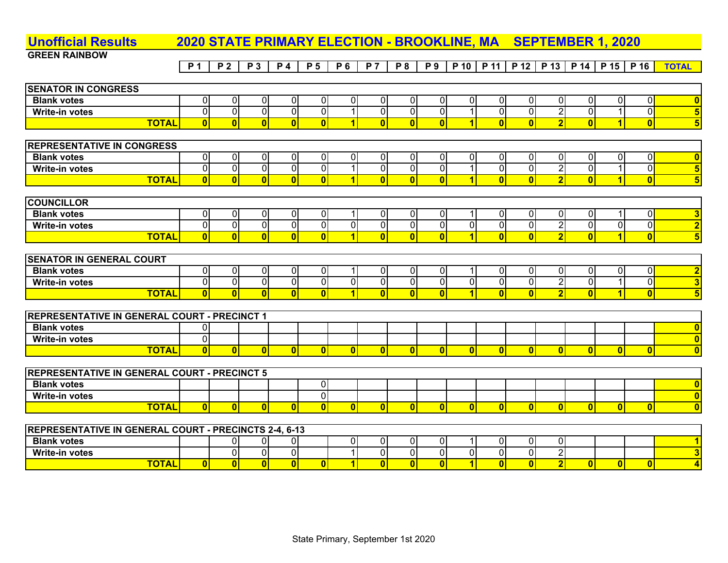# Unofficial Results 2020 STATE PRIMARY ELECTION - BROOKLINE, MA SEPTEMBER 1, 2020

**GREEN RAINBOW**

| | P 1 | P 2 | P 3 | P 4 | P 5 | P 6 | P 7 | P 8 | P 9 | P 10 | P 11 | P 12 | P 13 | P 14 | P 15 | P 16 | TOTAL |
|---|---|---|---|---|---|---|---|---|---|---|---|---|---|---|---|---|---|
| **SENATOR IN CONGRESS** | | | | | | | | | | | | | | | | | |
| Blank votes | 0 | 0 | 0 | 0 | 0 | 0 | 0 | 0 | 0 | 0 | 0 | 0 | 0 | 0 | 0 | 0 | 0 |
| Write-in votes | 0 | 0 | 0 | 0 | 0 | 1 | 0 | 0 | 0 | 1 | 0 | 0 | 2 | 0 | 1 | 0 | 5 |
| **TOTAL** | 0 | 0 | 0 | 0 | 0 | 1 | 0 | 0 | 0 | 1 | 0 | 0 | 2 | 0 | 1 | 0 | 5 |
| **REPRESENTATIVE IN CONGRESS** | | | | | | | | | | | | | | | | | |
| Blank votes | 0 | 0 | 0 | 0 | 0 | 0 | 0 | 0 | 0 | 0 | 0 | 0 | 0 | 0 | 0 | 0 | 0 |
| Write-in votes | 0 | 0 | 0 | 0 | 0 | 1 | 0 | 0 | 0 | 1 | 0 | 0 | 2 | 0 | 1 | 0 | 5 |
| **TOTAL** | 0 | 0 | 0 | 0 | 0 | 1 | 0 | 0 | 0 | 1 | 0 | 0 | 2 | 0 | 1 | 0 | 5 |
| **COUNCILLOR** | | | | | | | | | | | | | | | | | |
| Blank votes | 0 | 0 | 0 | 0 | 0 | 1 | 0 | 0 | 0 | 1 | 0 | 0 | 0 | 0 | 1 | 0 | 3 |
| Write-in votes | 0 | 0 | 0 | 0 | 0 | 0 | 0 | 0 | 0 | 0 | 0 | 0 | 2 | 0 | 0 | 0 | 2 |
| **TOTAL** | 0 | 0 | 0 | 0 | 0 | 1 | 0 | 0 | 0 | 1 | 0 | 0 | 2 | 0 | 1 | 0 | 5 |
| **SENATOR IN GENERAL COURT** | | | | | | | | | | | | | | | | | |
| Blank votes | 0 | 0 | 0 | 0 | 0 | 1 | 0 | 0 | 0 | 1 | 0 | 0 | 0 | 0 | 0 | 0 | 2 |
| Write-in votes | 0 | 0 | 0 | 0 | 0 | 0 | 0 | 0 | 0 | 0 | 0 | 0 | 2 | 0 | 1 | 0 | 3 |
| **TOTAL** | 0 | 0 | 0 | 0 | 0 | 1 | 0 | 0 | 0 | 1 | 0 | 0 | 2 | 0 | 1 | 0 | 5 |
| **REPRESENTATIVE IN GENERAL COURT - PRECINCT 1** | | | | | | | | | | | | | | | | | |
| Blank votes | 0 | | | | | | | | | | | | | | | | 0 |
| Write-in votes | 0 | | | | | | | | | | | | | | | | 0 |
| **TOTAL** | 0 | 0 | 0 | 0 | 0 | 0 | 0 | 0 | 0 | 0 | 0 | 0 | 0 | 0 | 0 | 0 | 0 |
| **REPRESENTATIVE IN GENERAL COURT - PRECINCT 5** | | | | | | | | | | | | | | | | | |
| Blank votes | | | | | 0 | | | | | | | | | | | | 0 |
| Write-in votes | | | | | 0 | | | | | | | | | | | | 0 |
| **TOTAL** | 0 | 0 | 0 | 0 | 0 | 0 | 0 | 0 | 0 | 0 | 0 | 0 | 0 | 0 | 0 | 0 | 0 |
| **REPRESENTATIVE IN GENERAL COURT - PRECINCTS 2-4, 6-13** | | | | | | | | | | | | | | | | | |
| Blank votes | | 0 | 0 | 0 | | 0 | 0 | 0 | 0 | 1 | 0 | 0 | 0 | | | | 1 |
| Write-in votes | | 0 | 0 | 0 | | 1 | 0 | 0 | 0 | 0 | 0 | 0 | 2 | | | | 3 |
| **TOTAL** | 0 | 0 | 0 | 0 | 0 | 1 | 0 | 0 | 0 | 1 | 0 | 0 | 2 | 0 | 0 | 0 | 4 |

State Primary, September 1st 2020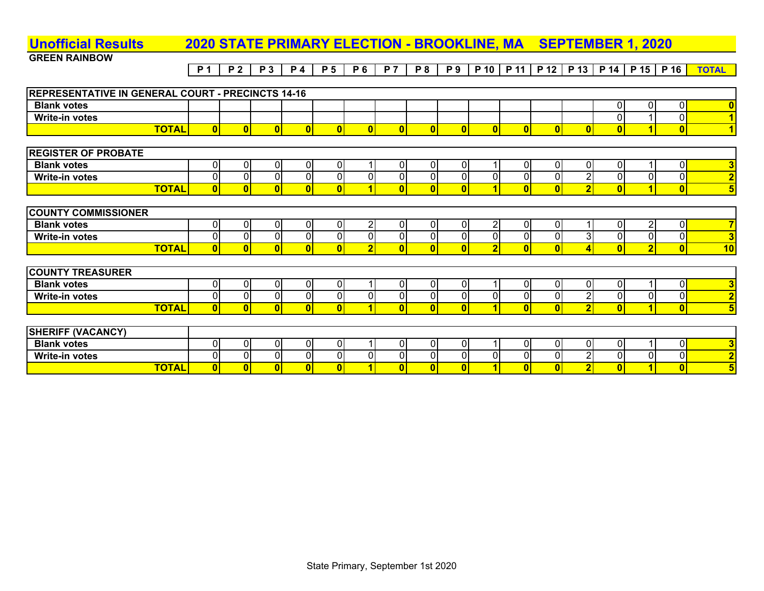# Unofficial Results 2020 STATE PRIMARY ELECTION - BROOKLINE, MA SEPTEMBER 1, 2020

## GREEN RAINBOW

| | P 1 | P 2 | P 3 | P 4 | P 5 | P 6 | P 7 | P 8 | P 9 | P 10 | P 11 | P 12 | P 13 | P 14 | P 15 | P 16 | TOTAL |
|---|---|---|---|---|---|---|---|---|---|---|---|---|---|---|---|---|---|
| **REPRESENTATIVE IN GENERAL COURT - PRECINCTS 14-16** | | | | | | | | | | | | | | | | | |
| Blank votes | | | | | | | | | | | | | | 0 | 0 | 0 | 0 |
| Write-in votes | | | | | | | | | | | | | | 0 | 1 | 0 | 1 |
| **TOTAL** | 0 | 0 | 0 | 0 | 0 | 0 | 0 | 0 | 0 | 0 | 0 | 0 | 0 | 0 | 1 | 0 | 1 |
| **REGISTER OF PROBATE** | | | | | | | | | | | | | | | | | |
| Blank votes | 0 | 0 | 0 | 0 | 0 | 1 | 0 | 0 | 0 | 1 | 0 | 0 | 0 | 0 | 1 | 0 | 3 |
| Write-in votes | 0 | 0 | 0 | 0 | 0 | 0 | 0 | 0 | 0 | 0 | 0 | 0 | 2 | 0 | 0 | 0 | 2 |
| **TOTAL** | 0 | 0 | 0 | 0 | 0 | 1 | 0 | 0 | 0 | 1 | 0 | 0 | 2 | 0 | 1 | 0 | 5 |
| **COUNTY COMMISSIONER** | | | | | | | | | | | | | | | | | |
| Blank votes | 0 | 0 | 0 | 0 | 0 | 2 | 0 | 0 | 0 | 2 | 0 | 0 | 1 | 0 | 2 | 0 | 7 |
| Write-in votes | 0 | 0 | 0 | 0 | 0 | 0 | 0 | 0 | 0 | 0 | 0 | 0 | 3 | 0 | 0 | 0 | 3 |
| **TOTAL** | 0 | 0 | 0 | 0 | 0 | 2 | 0 | 0 | 0 | 2 | 0 | 0 | 4 | 0 | 2 | 0 | 10 |
| **COUNTY TREASURER** | | | | | | | | | | | | | | | | | |
| Blank votes | 0 | 0 | 0 | 0 | 0 | 1 | 0 | 0 | 0 | 1 | 0 | 0 | 0 | 0 | 1 | 0 | 3 |
| Write-in votes | 0 | 0 | 0 | 0 | 0 | 0 | 0 | 0 | 0 | 0 | 0 | 0 | 2 | 0 | 0 | 0 | 2 |
| **TOTAL** | 0 | 0 | 0 | 0 | 0 | 1 | 0 | 0 | 0 | 1 | 0 | 0 | 2 | 0 | 1 | 0 | 5 |
| **SHERIFF (VACANCY)** | | | | | | | | | | | | | | | | | |
| Blank votes | 0 | 0 | 0 | 0 | 0 | 1 | 0 | 0 | 0 | 1 | 0 | 0 | 0 | 0 | 1 | 0 | 3 |
| Write-in votes | 0 | 0 | 0 | 0 | 0 | 0 | 0 | 0 | 0 | 0 | 0 | 0 | 2 | 0 | 0 | 0 | 2 |
| **TOTAL** | 0 | 0 | 0 | 0 | 0 | 1 | 0 | 0 | 0 | 1 | 0 | 0 | 2 | 0 | 1 | 0 | 5 |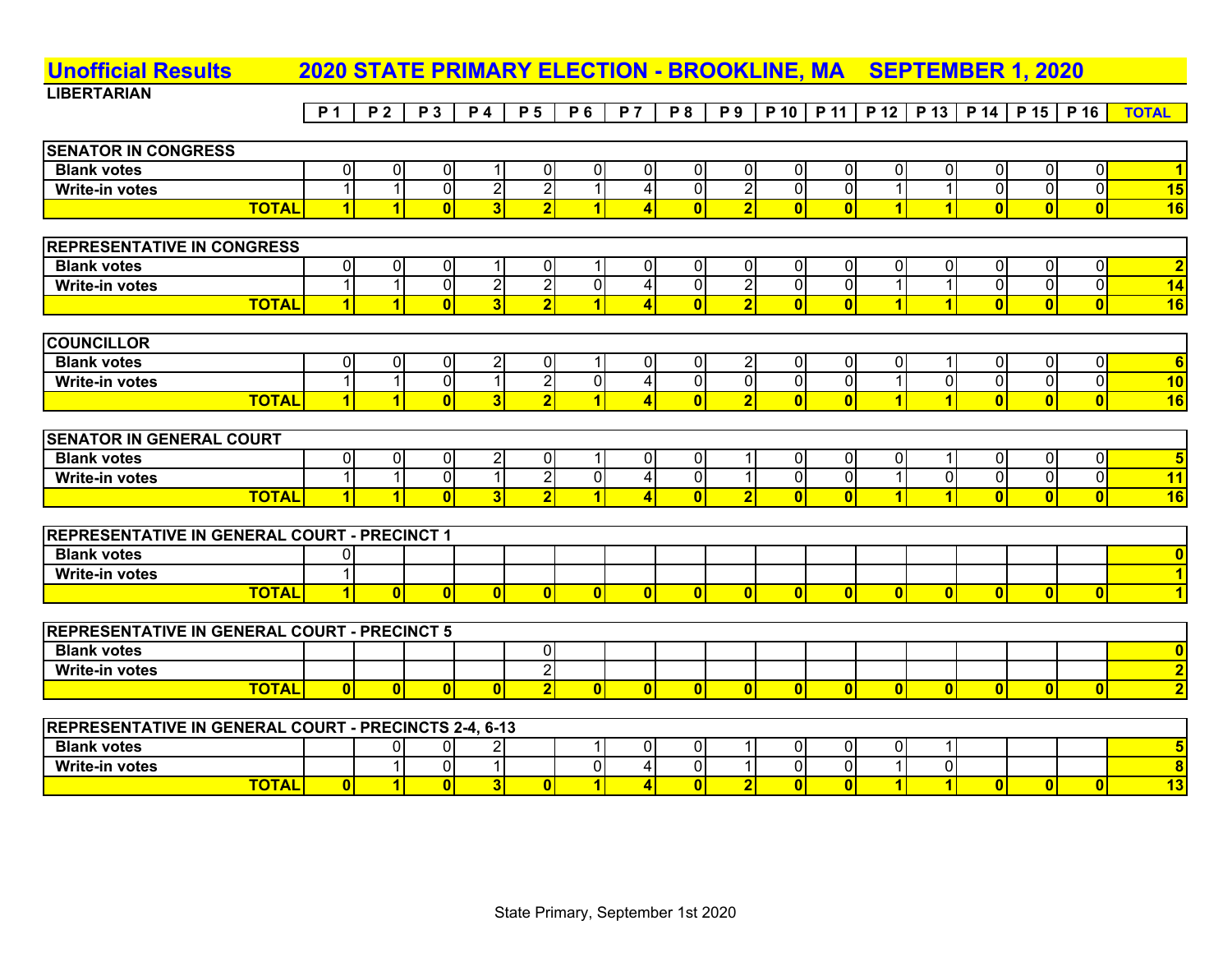# Unofficial Results — 2020 STATE PRIMARY ELECTION - BROOKLINE, MA — SEPTEMBER 1, 2020

**LIBERTARIAN**

| | P 1 | P 2 | P 3 | P 4 | P 5 | P 6 | P 7 | P 8 | P 9 | P 10 | P 11 | P 12 | P 13 | P 14 | P 15 | P 16 | TOTAL |
|---|---|---|---|---|---|---|---|---|---|---|---|---|---|---|---|---|---|
| **SENATOR IN CONGRESS** | | | | | | | | | | | | | | | | | |
| Blank votes | 0 | 0 | 0 | 1 | 0 | 0 | 0 | 0 | 0 | 0 | 0 | 0 | 0 | 0 | 0 | 0 | 1 |
| Write-in votes | 1 | 1 | 0 | 2 | 2 | 1 | 4 | 0 | 2 | 0 | 0 | 1 | 1 | 0 | 0 | 0 | 15 |
| **TOTAL** | 1 | 1 | 0 | 3 | 2 | 1 | 4 | 0 | 2 | 0 | 0 | 1 | 1 | 0 | 0 | 0 | 16 |
| **REPRESENTATIVE IN CONGRESS** | | | | | | | | | | | | | | | | | |
| Blank votes | 0 | 0 | 0 | 1 | 0 | 1 | 0 | 0 | 0 | 0 | 0 | 0 | 0 | 0 | 0 | 0 | 2 |
| Write-in votes | 1 | 1 | 0 | 2 | 2 | 0 | 4 | 0 | 2 | 0 | 0 | 1 | 1 | 0 | 0 | 0 | 14 |
| **TOTAL** | 1 | 1 | 0 | 3 | 2 | 1 | 4 | 0 | 2 | 0 | 0 | 1 | 1 | 0 | 0 | 0 | 16 |
| **COUNCILLOR** | | | | | | | | | | | | | | | | | |
| Blank votes | 0 | 0 | 0 | 2 | 0 | 1 | 0 | 0 | 2 | 0 | 0 | 0 | 1 | 0 | 0 | 0 | 6 |
| Write-in votes | 1 | 1 | 0 | 1 | 2 | 0 | 4 | 0 | 0 | 0 | 0 | 1 | 0 | 0 | 0 | 0 | 10 |
| **TOTAL** | 1 | 1 | 0 | 3 | 2 | 1 | 4 | 0 | 2 | 0 | 0 | 1 | 1 | 0 | 0 | 0 | 16 |
| **SENATOR IN GENERAL COURT** | | | | | | | | | | | | | | | | | |
| Blank votes | 0 | 0 | 0 | 2 | 0 | 1 | 0 | 0 | 1 | 0 | 0 | 0 | 1 | 0 | 0 | 0 | 5 |
| Write-in votes | 1 | 1 | 0 | 1 | 2 | 0 | 4 | 0 | 1 | 0 | 0 | 1 | 0 | 0 | 0 | 0 | 11 |
| **TOTAL** | 1 | 1 | 0 | 3 | 2 | 1 | 4 | 0 | 2 | 0 | 0 | 1 | 1 | 0 | 0 | 0 | 16 |
| **REPRESENTATIVE IN GENERAL COURT - PRECINCT 1** | | | | | | | | | | | | | | | | | |
| Blank votes | 0 | | | | | | | | | | | | | | | | 0 |
| Write-in votes | 1 | | | | | | | | | | | | | | | | 1 |
| **TOTAL** | 1 | 0 | 0 | 0 | 0 | 0 | 0 | 0 | 0 | 0 | 0 | 0 | 0 | 0 | 0 | 0 | 1 |
| **REPRESENTATIVE IN GENERAL COURT - PRECINCT 5** | | | | | | | | | | | | | | | | | |
| Blank votes | | | | | 0 | | | | | | | | | | | | 0 |
| Write-in votes | | | | | 2 | | | | | | | | | | | | 2 |
| **TOTAL** | 0 | 0 | 0 | 0 | 2 | 0 | 0 | 0 | 0 | 0 | 0 | 0 | 0 | 0 | 0 | 0 | 2 |
| **REPRESENTATIVE IN GENERAL COURT - PRECINCTS 2-4, 6-13** | | | | | | | | | | | | | | | | | |
| Blank votes | | 0 | 0 | 2 | | 1 | 0 | 0 | 1 | 0 | 0 | 0 | 1 | | | | 5 |
| Write-in votes | | 1 | 0 | 1 | | 0 | 4 | 0 | 1 | 0 | 0 | 1 | 0 | | | | 8 |
| **TOTAL** | 0 | 1 | 0 | 3 | 0 | 1 | 4 | 0 | 2 | 0 | 0 | 1 | 1 | 0 | 0 | 0 | 13 |

State Primary, September 1st 2020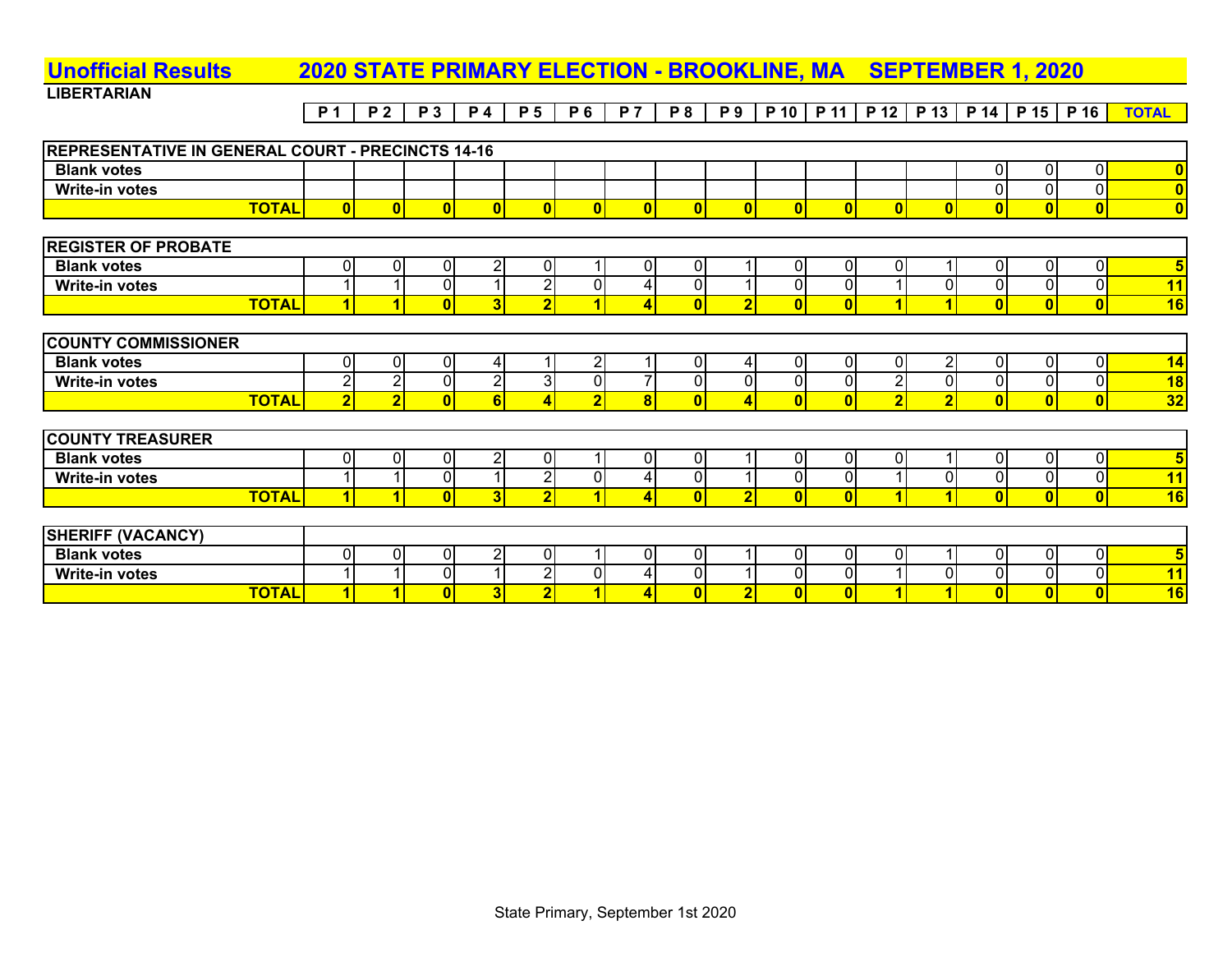# Unofficial Results 2020 STATE PRIMARY ELECTION - BROOKLINE, MA SEPTEMBER 1, 2020

**LIBERTARIAN**

| | P 1 | P 2 | P 3 | P 4 | P 5 | P 6 | P 7 | P 8 | P 9 | P 10 | P 11 | P 12 | P 13 | P 14 | P 15 | P 16 | TOTAL |
|---|---|---|---|---|---|---|---|---|---|---|---|---|---|---|---|---|---|
| **REPRESENTATIVE IN GENERAL COURT - PRECINCTS 14-16** | | | | | | | | | | | | | | | | | |
| Blank votes | | | | | | | | | | | | | | 0 | 0 | 0 | 0 |
| Write-in votes | | | | | | | | | | | | | | 0 | 0 | 0 | 0 |
| **TOTAL** | 0 | 0 | 0 | 0 | 0 | 0 | 0 | 0 | 0 | 0 | 0 | 0 | 0 | 0 | 0 | 0 | 0 |
| **REGISTER OF PROBATE** | | | | | | | | | | | | | | | | | |
| Blank votes | 0 | 0 | 0 | 2 | 0 | 1 | 0 | 0 | 1 | 0 | 0 | 0 | 1 | 0 | 0 | 0 | 5 |
| Write-in votes | 1 | 1 | 0 | 1 | 2 | 0 | 4 | 0 | 1 | 0 | 0 | 1 | 0 | 0 | 0 | 0 | 11 |
| **TOTAL** | 1 | 1 | 0 | 3 | 2 | 1 | 4 | 0 | 2 | 0 | 0 | 1 | 1 | 0 | 0 | 0 | 16 |
| **COUNTY COMMISSIONER** | | | | | | | | | | | | | | | | | |
| Blank votes | 0 | 0 | 0 | 4 | 1 | 2 | 1 | 0 | 4 | 0 | 0 | 0 | 2 | 0 | 0 | 0 | 14 |
| Write-in votes | 2 | 2 | 0 | 2 | 3 | 0 | 7 | 0 | 0 | 0 | 0 | 2 | 0 | 0 | 0 | 0 | 18 |
| **TOTAL** | 2 | 2 | 0 | 6 | 4 | 2 | 8 | 0 | 4 | 0 | 0 | 2 | 2 | 0 | 0 | 0 | 32 |
| **COUNTY TREASURER** | | | | | | | | | | | | | | | | | |
| Blank votes | 0 | 0 | 0 | 2 | 0 | 1 | 0 | 0 | 1 | 0 | 0 | 0 | 1 | 0 | 0 | 0 | 5 |
| Write-in votes | 1 | 1 | 0 | 1 | 2 | 0 | 4 | 0 | 1 | 0 | 0 | 1 | 0 | 0 | 0 | 0 | 11 |
| **TOTAL** | 1 | 1 | 0 | 3 | 2 | 1 | 4 | 0 | 2 | 0 | 0 | 1 | 1 | 0 | 0 | 0 | 16 |
| **SHERIFF (VACANCY)** | | | | | | | | | | | | | | | | | |
| Blank votes | 0 | 0 | 0 | 2 | 0 | 1 | 0 | 0 | 1 | 0 | 0 | 0 | 1 | 0 | 0 | 0 | 5 |
| Write-in votes | 1 | 1 | 0 | 1 | 2 | 0 | 4 | 0 | 1 | 0 | 0 | 1 | 0 | 0 | 0 | 0 | 11 |
| **TOTAL** | 1 | 1 | 0 | 3 | 2 | 1 | 4 | 0 | 2 | 0 | 0 | 1 | 1 | 0 | 0 | 0 | 16 |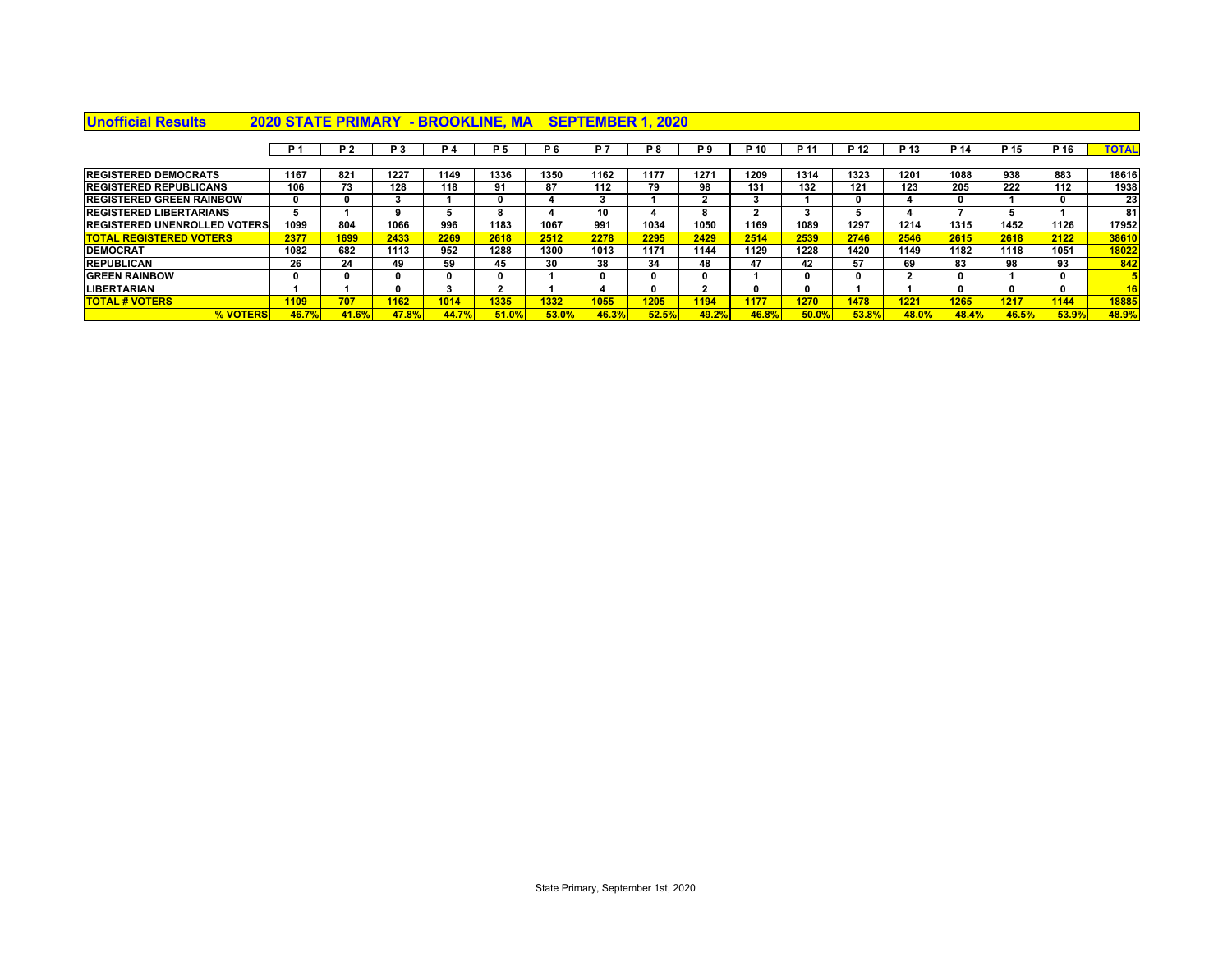## Unofficial Results 2020 STATE PRIMARY - BROOKLINE, MA SEPTEMBER 1, 2020

| | P 1 | P 2 | P 3 | P 4 | P 5 | P 6 | P 7 | P 8 | P 9 | P 10 | P 11 | P 12 | P 13 | P 14 | P 15 | P 16 | TOTAL |
|---|---|---|---|---|---|---|---|---|---|---|---|---|---|---|---|---|---|
| REGISTERED DEMOCRATS | 1167 | 821 | 1227 | 1149 | 1336 | 1350 | 1162 | 1177 | 1271 | 1209 | 1314 | 1323 | 1201 | 1088 | 938 | 883 | 18616 |
| REGISTERED REPUBLICANS | 106 | 73 | 128 | 118 | 91 | 87 | 112 | 79 | 98 | 131 | 132 | 121 | 123 | 205 | 222 | 112 | 1938 |
| REGISTERED GREEN RAINBOW | 0 | 0 | 3 | 1 | 0 | 4 | 3 | 1 | 2 | 3 | 1 | 0 | 4 | 0 | 1 | 0 | 23 |
| REGISTERED LIBERTARIANS | 5 | 1 | 9 | 5 | 8 | 4 | 10 | 4 | 8 | 2 | 3 | 5 | 4 | 7 | 5 | 1 | 81 |
| REGISTERED UNENROLLED VOTERS | 1099 | 804 | 1066 | 996 | 1183 | 1067 | 991 | 1034 | 1050 | 1169 | 1089 | 1297 | 1214 | 1315 | 1452 | 1126 | 17952 |
| TOTAL REGISTERED VOTERS | 2377 | 1699 | 2433 | 2269 | 2618 | 2512 | 2278 | 2295 | 2429 | 2514 | 2539 | 2746 | 2546 | 2615 | 2618 | 2122 | 38610 |
| DEMOCRAT | 1082 | 682 | 1113 | 952 | 1288 | 1300 | 1013 | 1171 | 1144 | 1129 | 1228 | 1420 | 1149 | 1182 | 1118 | 1051 | 18022 |
| REPUBLICAN | 26 | 24 | 49 | 59 | 45 | 30 | 38 | 34 | 48 | 47 | 42 | 57 | 69 | 83 | 98 | 93 | 842 |
| GREEN RAINBOW | 0 | 0 | 0 | 0 | 0 | 1 | 0 | 0 | 0 | 1 | 0 | 0 | 2 | 0 | 1 | 0 | 5 |
| LIBERTARIAN | 1 | 1 | 0 | 3 | 2 | 1 | 4 | 0 | 2 | 0 | 0 | 1 | 1 | 0 | 0 | 0 | 16 |
| TOTAL # VOTERS | 1109 | 707 | 1162 | 1014 | 1335 | 1332 | 1055 | 1205 | 1194 | 1177 | 1270 | 1478 | 1221 | 1265 | 1217 | 1144 | 18885 |
| % VOTERS | 46.7% | 41.6% | 47.8% | 44.7% | 51.0% | 53.0% | 46.3% | 52.5% | 49.2% | 46.8% | 50.0% | 53.8% | 48.0% | 48.4% | 46.5% | 53.9% | 48.9% |

State Primary, September 1st, 2020